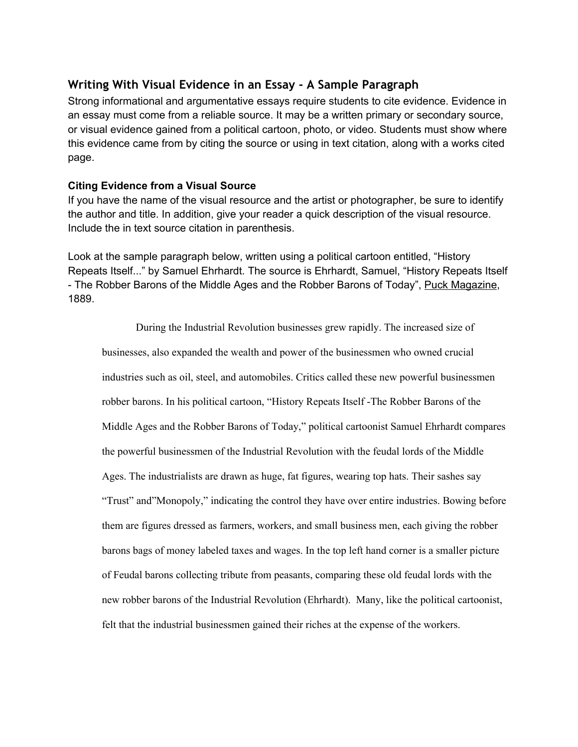## Writing With Visual Evidence in an Essay - A Sample Paragraph

Strong informational and argumentative essays require students to cite evidence. Evidence in an essay must come from a reliable source. It may be a written primary or secondary source, or visual evidence gained from a political cartoon, photo, or video. Students must show where this evidence came from by citing the source or using in text citation, along with a works cited page.

### Citing Evidence from a Visual Source

If you have the name of the visual resource and the artist or photographer, be sure to identify the author and title. In addition, give your reader a quick description of the visual resource. Include the in text source citation in parenthesis.

Look at the sample paragraph below, written using a political cartoon entitled, "History Repeats Itself..." by Samuel Ehrhardt. The source is Ehrhardt, Samuel, "History Repeats Itself - The Robber Barons of the Middle Ages and the Robber Barons of Today", Puck Magazine, 1889.

> During the Industrial Revolution businesses grew rapidly. The increased size of businesses, also expanded the wealth and power of the businessmen who owned crucial industries such as oil, steel, and automobiles. Critics called these new powerful businessmen robber barons. In his political cartoon, "History Repeats Itself -The Robber Barons of the Middle Ages and the Robber Barons of Today," political cartoonist Samuel Ehrhardt compares the powerful businessmen of the Industrial Revolution with the feudal lords of the Middle Ages. The industrialists are drawn as huge, fat figures, wearing top hats. Their sashes say "Trust" and"Monopoly," indicating the control they have over entire industries. Bowing before them are figures dressed as farmers, workers, and small business men, each giving the robber barons bags of money labeled taxes and wages. In the top left hand corner is a smaller picture of Feudal barons collecting tribute from peasants, comparing these old feudal lords with the new robber barons of the Industrial Revolution (Ehrhardt). Many, like the political cartoonist, felt that the industrial businessmen gained their riches at the expense of the workers.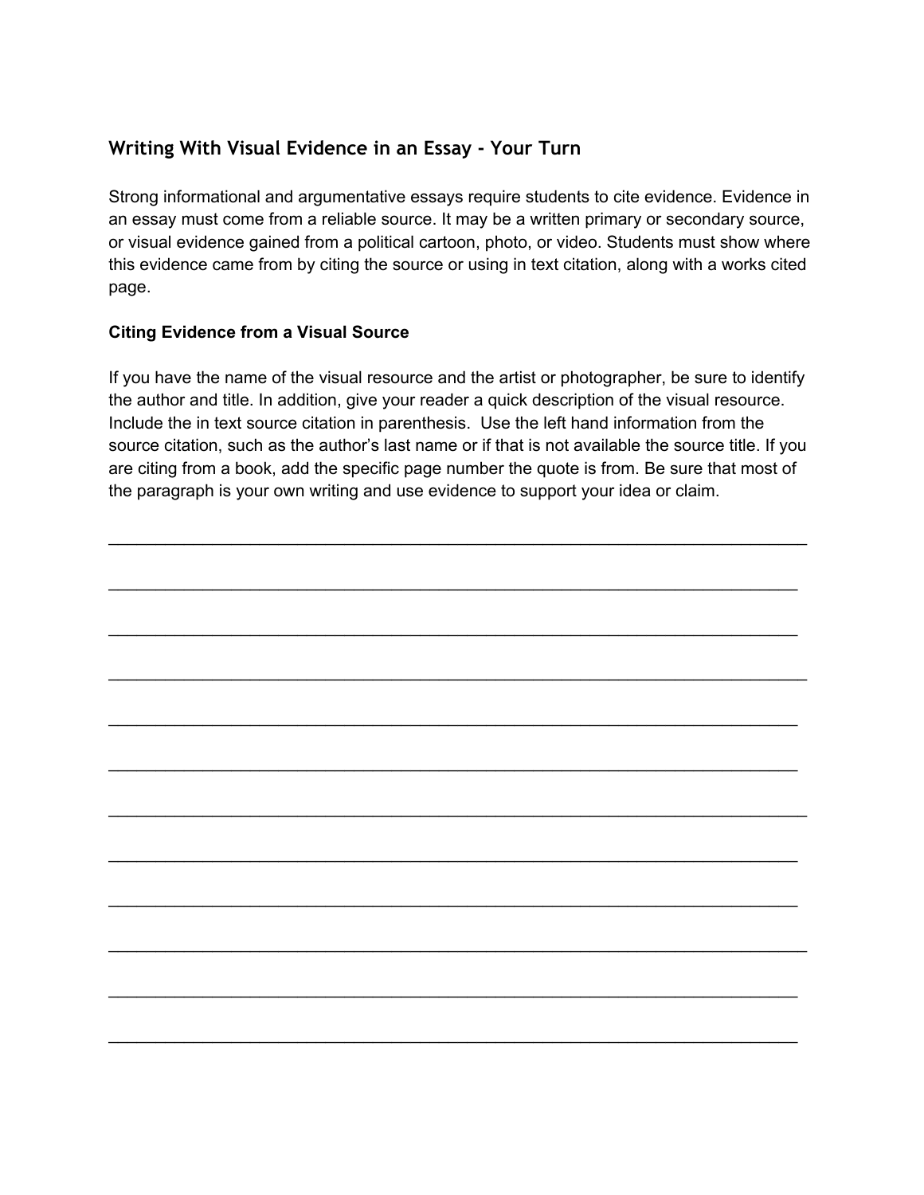## Writing With Visual Evidence in an Essay - Your Turn

Strong informational and argumentative essays require students to cite evidence. Evidence in an essay must come from a reliable source. It may be a written primary or secondary source, or visual evidence gained from a political cartoon, photo, or video. Students must show where this evidence came from by citing the source or using in text citation, along with a works cited page.

**Citing Evidence from a Visual Source**

If you have the name of the visual resource and the artist or photographer, be sure to identify the author and title. In addition, give your reader a quick description of the visual resource. Include the in text source citation in parenthesis. Use the left hand information from the source citation, such as the author's last name or if that is not available the source title. If you are citing from a book, add the specific page number the quote is from. Be sure that most of the paragraph is your own writing and use evidence to support your idea or claim.

\_\_\_\_\_\_\_\_\_\_\_\_\_\_\_\_\_\_\_\_\_\_\_\_\_\_\_\_\_\_\_\_\_\_\_\_\_\_\_\_\_\_\_\_\_\_\_\_\_\_\_\_\_\_\_\_\_\_\_\_\_\_\_\_\_\_\_\_\_\_

\_\_\_\_\_\_\_\_\_\_\_\_\_\_\_\_\_\_\_\_\_\_\_\_\_\_\_\_\_\_\_\_\_\_\_\_\_\_\_\_\_\_\_\_\_\_\_\_\_\_\_\_\_\_\_\_\_\_\_\_\_\_\_\_\_\_\_\_\_\_

\_\_\_\_\_\_\_\_\_\_\_\_\_\_\_\_\_\_\_\_\_\_\_\_\_\_\_\_\_\_\_\_\_\_\_\_\_\_\_\_\_\_\_\_\_\_\_\_\_\_\_\_\_\_\_\_\_\_\_\_\_\_\_\_\_\_\_\_\_\_

\_\_\_\_\_\_\_\_\_\_\_\_\_\_\_\_\_\_\_\_\_\_\_\_\_\_\_\_\_\_\_\_\_\_\_\_\_\_\_\_\_\_\_\_\_\_\_\_\_\_\_\_\_\_\_\_\_\_\_\_\_\_\_\_\_\_\_\_\_\_

\_\_\_\_\_\_\_\_\_\_\_\_\_\_\_\_\_\_\_\_\_\_\_\_\_\_\_\_\_\_\_\_\_\_\_\_\_\_\_\_\_\_\_\_\_\_\_\_\_\_\_\_\_\_\_\_\_\_\_\_\_\_\_\_\_\_\_\_\_\_

\_\_\_\_\_\_\_\_\_\_\_\_\_\_\_\_\_\_\_\_\_\_\_\_\_\_\_\_\_\_\_\_\_\_\_\_\_\_\_\_\_\_\_\_\_\_\_\_\_\_\_\_\_\_\_\_\_\_\_\_\_\_\_\_\_\_\_\_\_\_

\_\_\_\_\_\_\_\_\_\_\_\_\_\_\_\_\_\_\_\_\_\_\_\_\_\_\_\_\_\_\_\_\_\_\_\_\_\_\_\_\_\_\_\_\_\_\_\_\_\_\_\_\_\_\_\_\_\_\_\_\_\_\_\_\_\_\_\_\_\_

\_\_\_\_\_\_\_\_\_\_\_\_\_\_\_\_\_\_\_\_\_\_\_\_\_\_\_\_\_\_\_\_\_\_\_\_\_\_\_\_\_\_\_\_\_\_\_\_\_\_\_\_\_\_\_\_\_\_\_\_\_\_\_\_\_\_\_\_\_\_

\_\_\_\_\_\_\_\_\_\_\_\_\_\_\_\_\_\_\_\_\_\_\_\_\_\_\_\_\_\_\_\_\_\_\_\_\_\_\_\_\_\_\_\_\_\_\_\_\_\_\_\_\_\_\_\_\_\_\_\_\_\_\_\_\_\_\_\_\_\_

\_\_\_\_\_\_\_\_\_\_\_\_\_\_\_\_\_\_\_\_\_\_\_\_\_\_\_\_\_\_\_\_\_\_\_\_\_\_\_\_\_\_\_\_\_\_\_\_\_\_\_\_\_\_\_\_\_\_\_\_\_\_\_\_\_\_\_\_\_\_

\_\_\_\_\_\_\_\_\_\_\_\_\_\_\_\_\_\_\_\_\_\_\_\_\_\_\_\_\_\_\_\_\_\_\_\_\_\_\_\_\_\_\_\_\_\_\_\_\_\_\_\_\_\_\_\_\_\_\_\_\_\_\_\_\_\_\_\_\_\_

\_\_\_\_\_\_\_\_\_\_\_\_\_\_\_\_\_\_\_\_\_\_\_\_\_\_\_\_\_\_\_\_\_\_\_\_\_\_\_\_\_\_\_\_\_\_\_\_\_\_\_\_\_\_\_\_\_\_\_\_\_\_\_\_\_\_\_\_\_\_